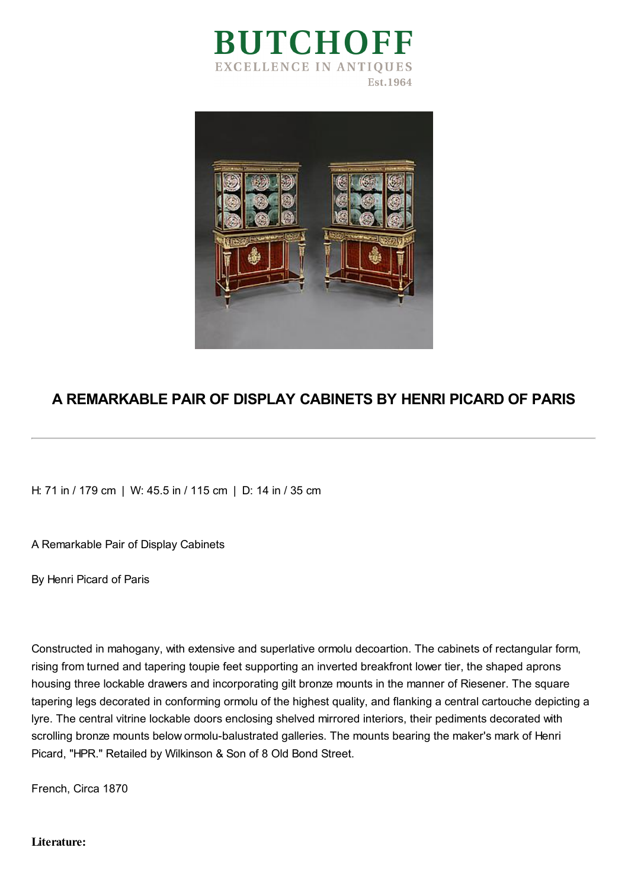# BUTCHOFF

EXCELLENCE IN ANTIQUES

Est.1964

## A REMARKABLE PAIR OF DISPLAY CABINETS BY HENRI PICARD OF PARIS

---

H: 71 in / 179 cm | W: 45.5 in / 115 cm | D: 14 in / 35 cm

A Remarkable Pair of Display Cabinets

By Henri Picard of Paris

Constructed in mahogany, with extensive and superlative ormolu decoartion. The cabinets of rectangular form, rising from turned and tapering toupie feet supporting an inverted breakfront lower tier, the shaped aprons housing three lockable drawers and incorporating gilt bronze mounts in the manner of Riesener. The square tapering legs decorated in conforming ormolu of the highest quality, and flanking a central cartouche depicting a lyre. The central vitrine lockable doors enclosing shelved mirrored interiors, their pediments decorated with scrolling bronze mounts below ormolu-balustrated galleries. The mounts bearing the maker's mark of Henri Picard, "HPR." Retailed by Wilkinson & Son of 8 Old Bond Street.

French, Circa 1870

**Literature:**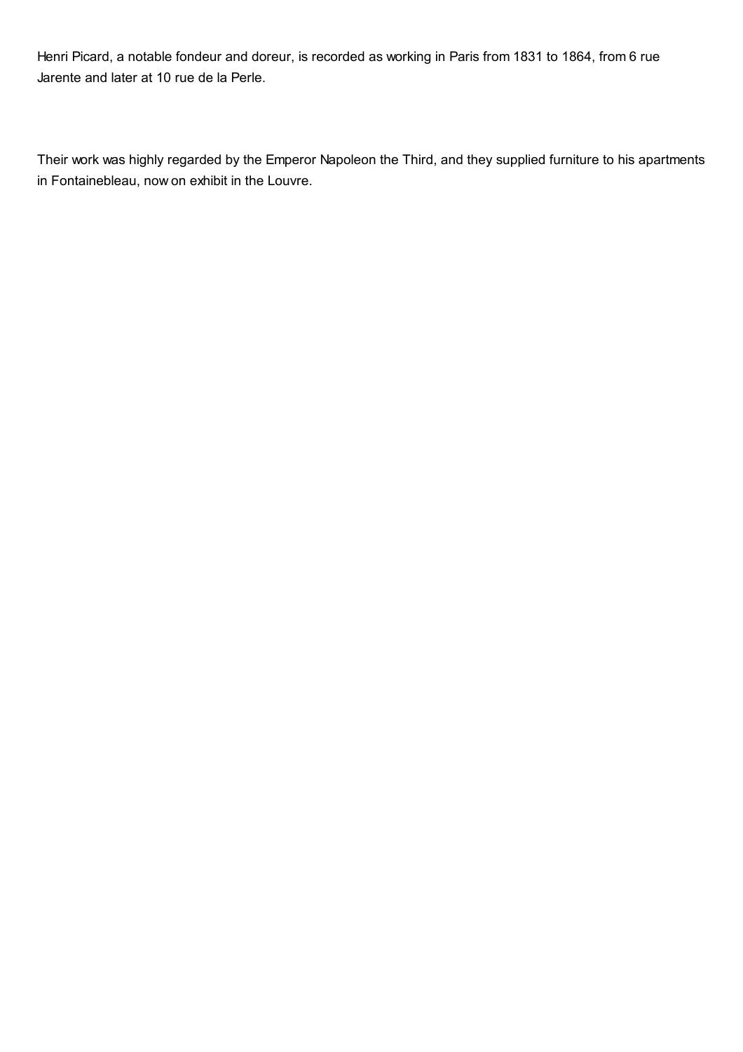Henri Picard, a notable fondeur and doreur, is recorded as working in Paris from 1831 to 1864, from 6 rue Jarente and later at 10 rue de la Perle.

Their work was highly regarded by the Emperor Napoleon the Third, and they supplied furniture to his apartments in Fontainebleau, now on exhibit in the Louvre.